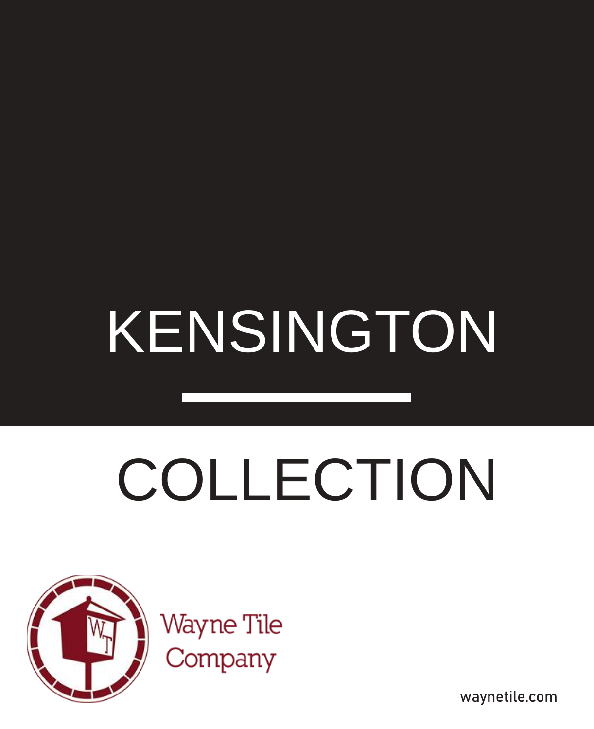# KENSINGTON

# COLLECTION

Wayne Tile Company

waynetile.com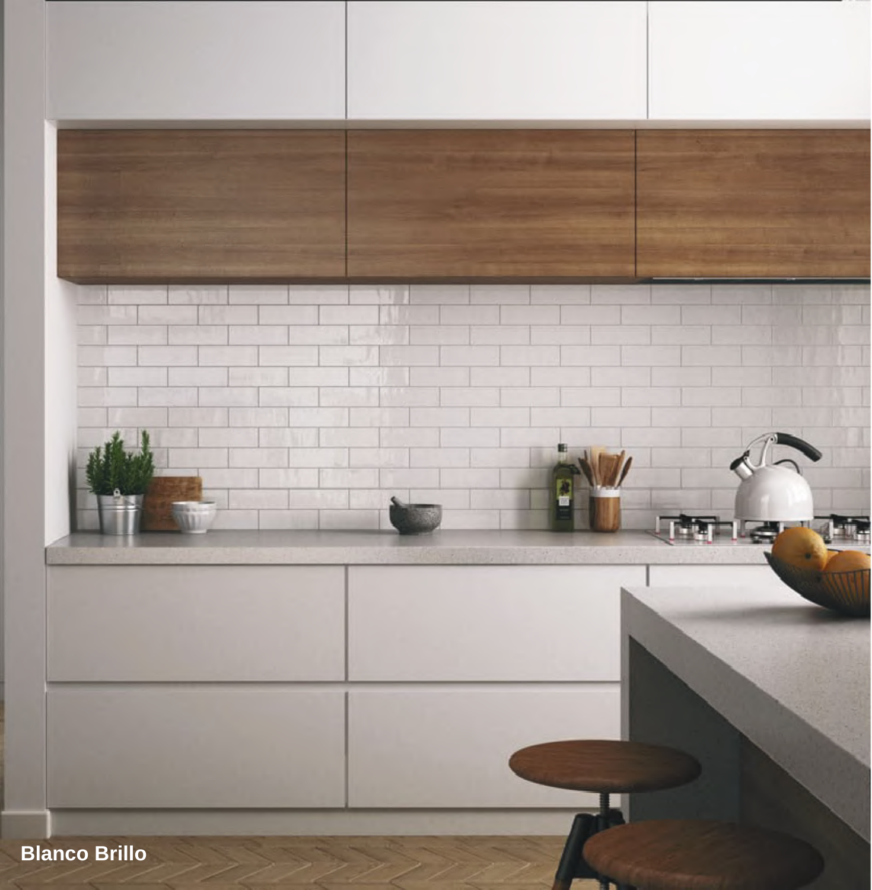Blanco Brillo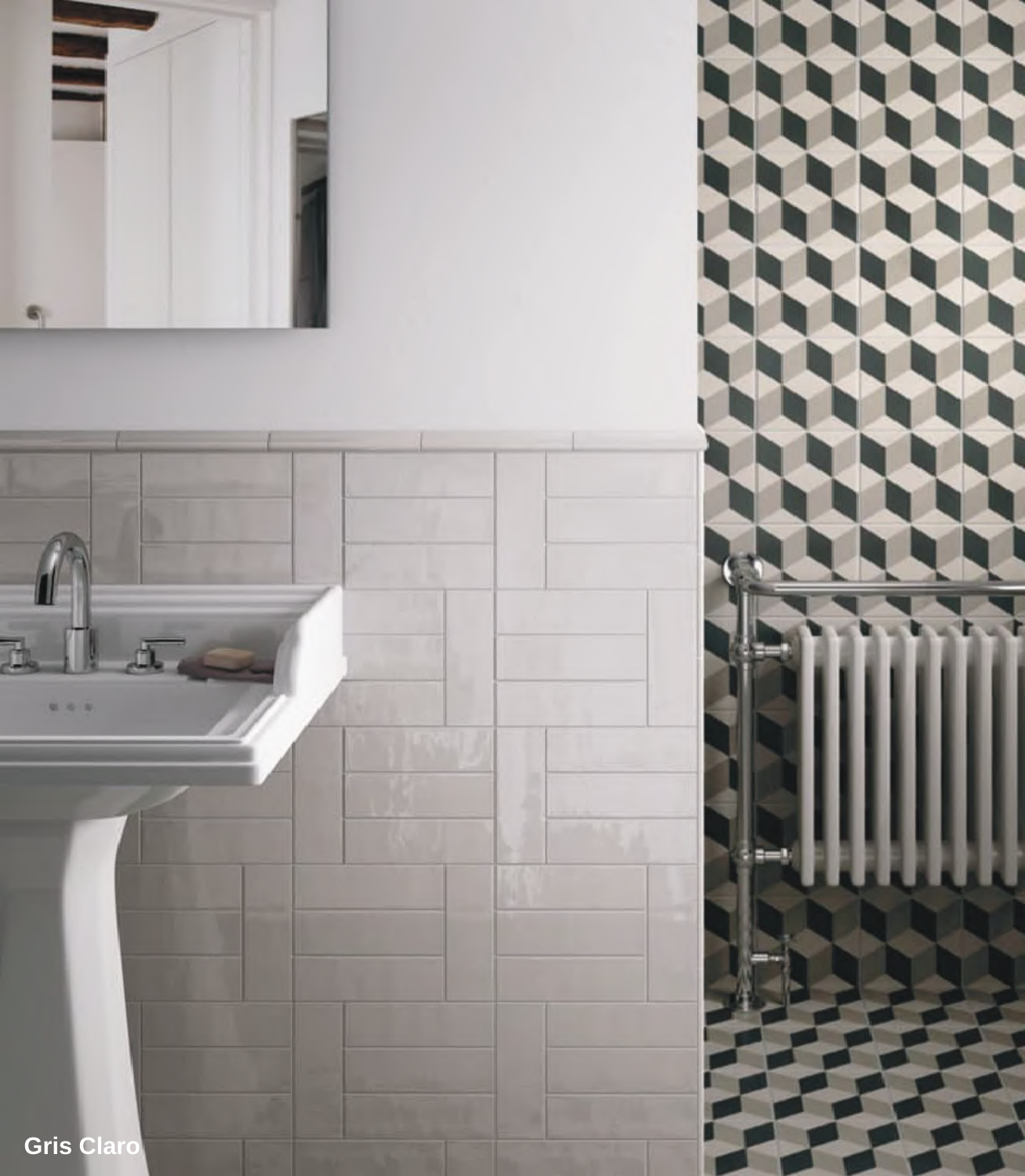Gris Claro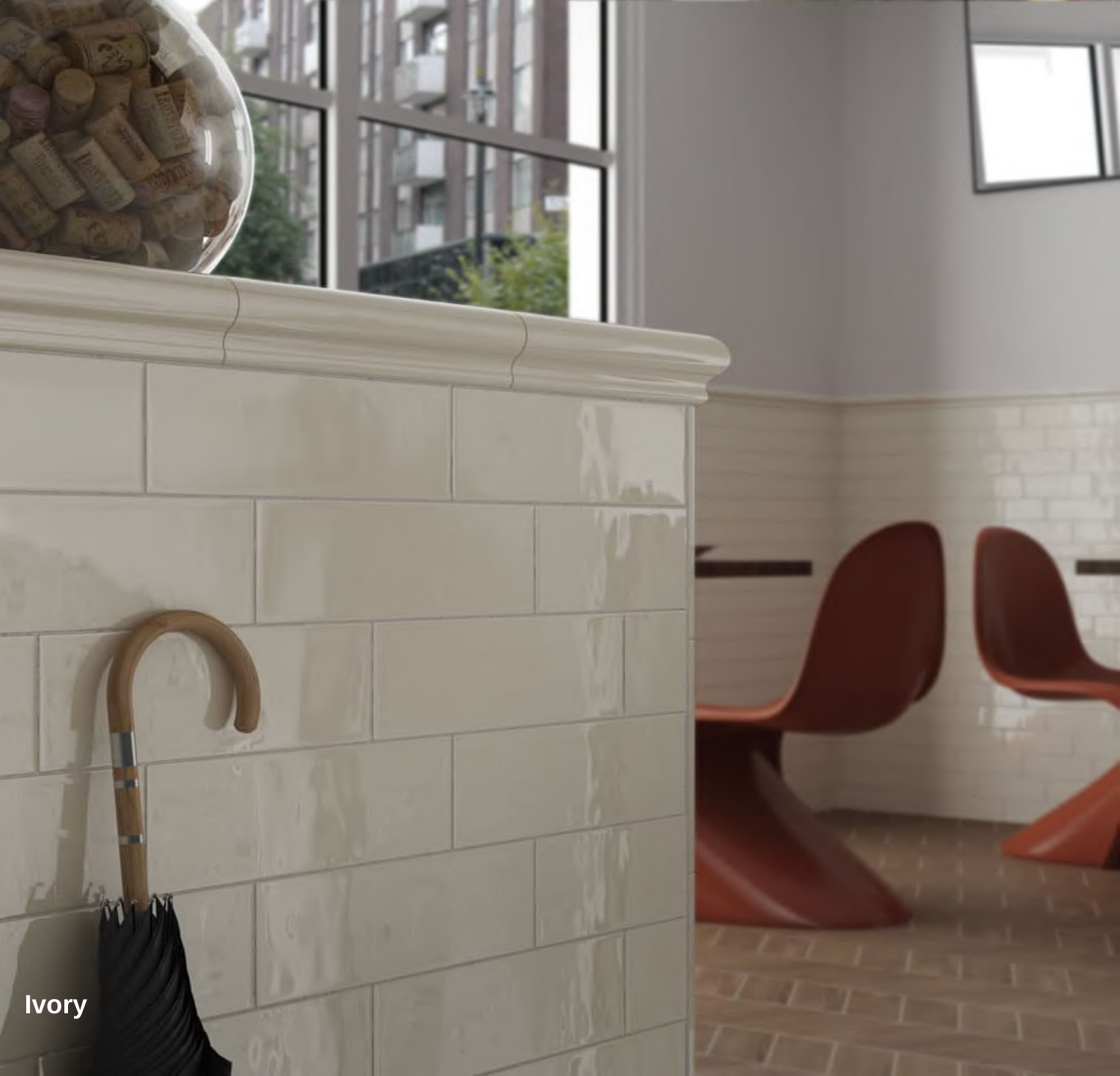Ivory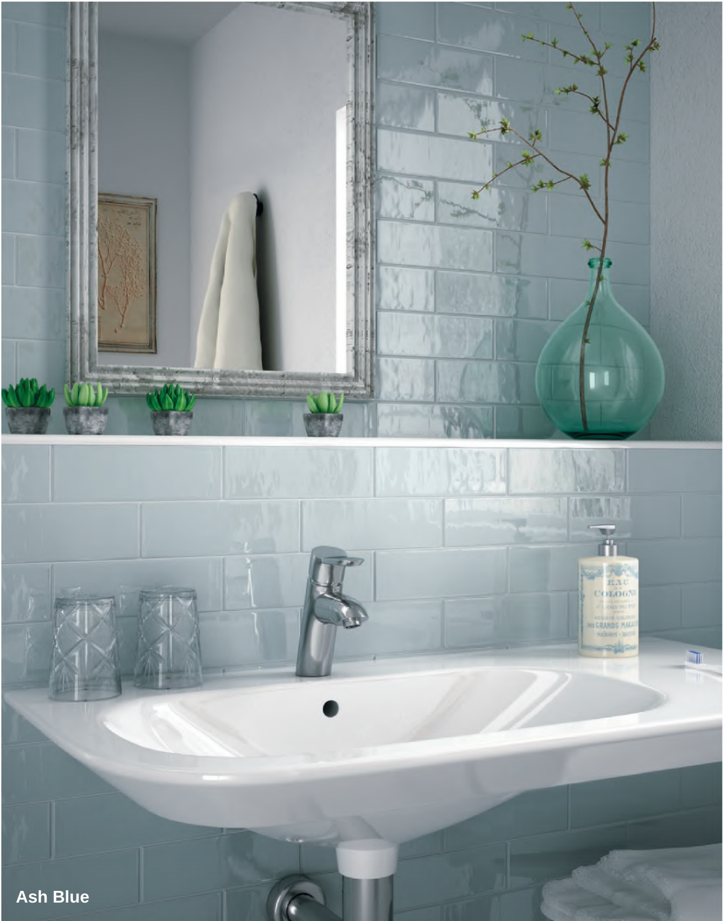**Ash Blue**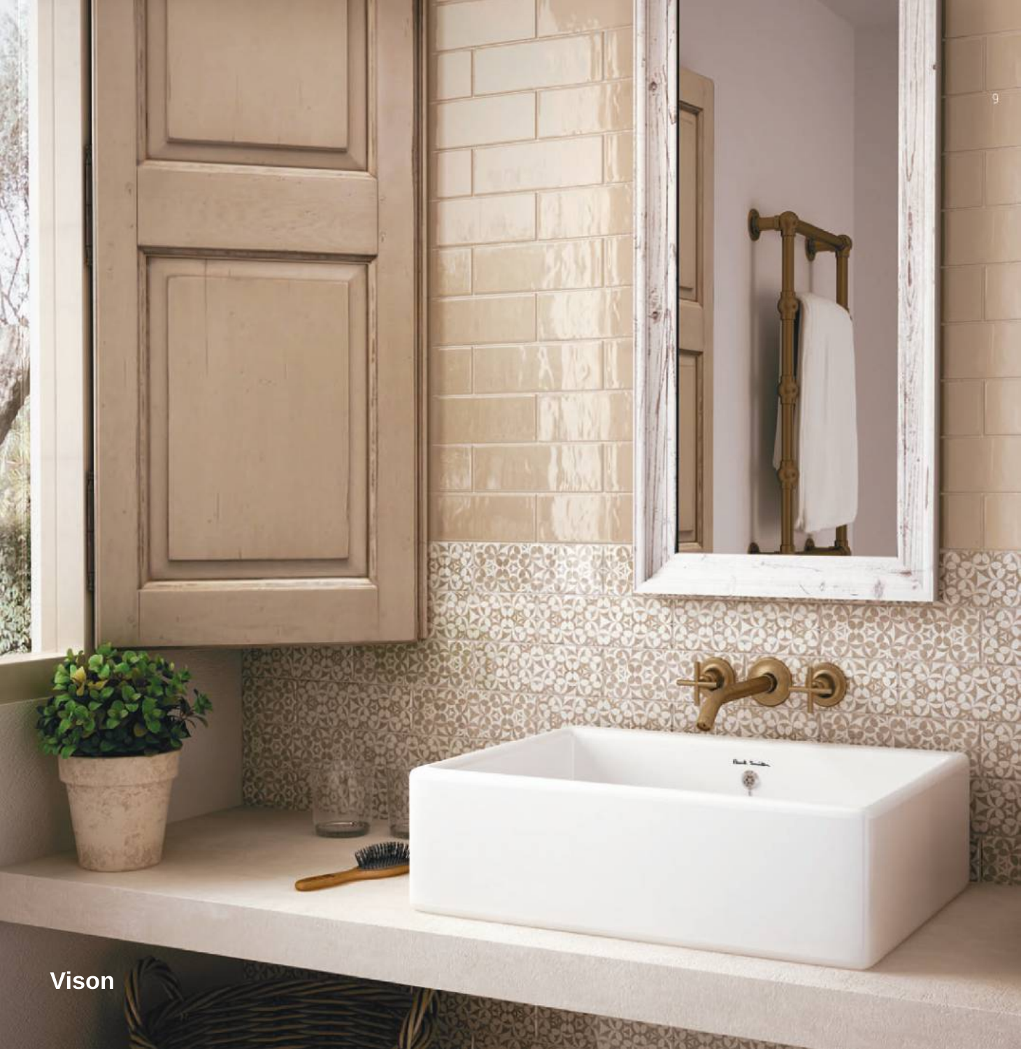Vison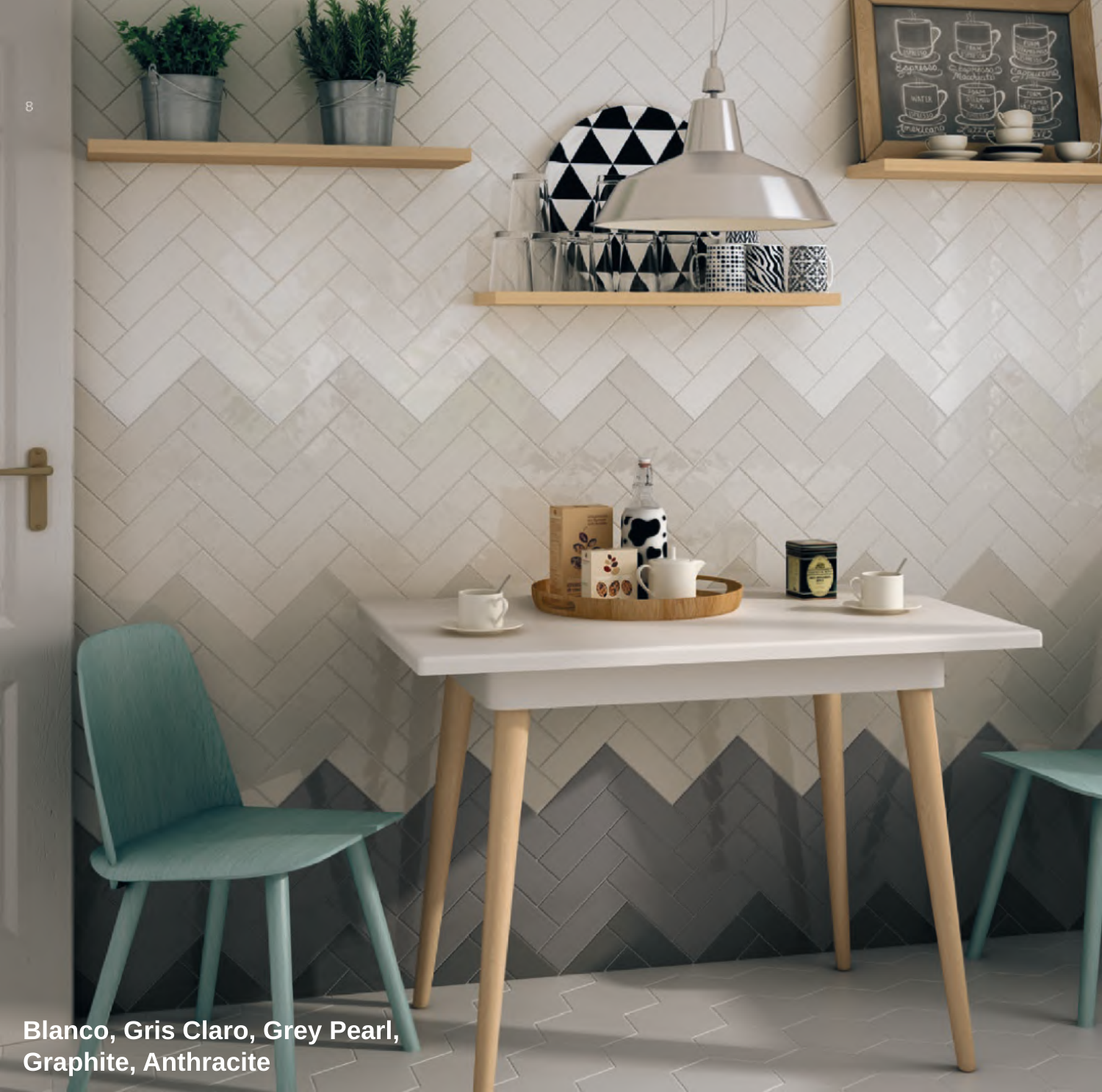Blanco, Gris Claro, Grey Pearl, Graphite, Anthracite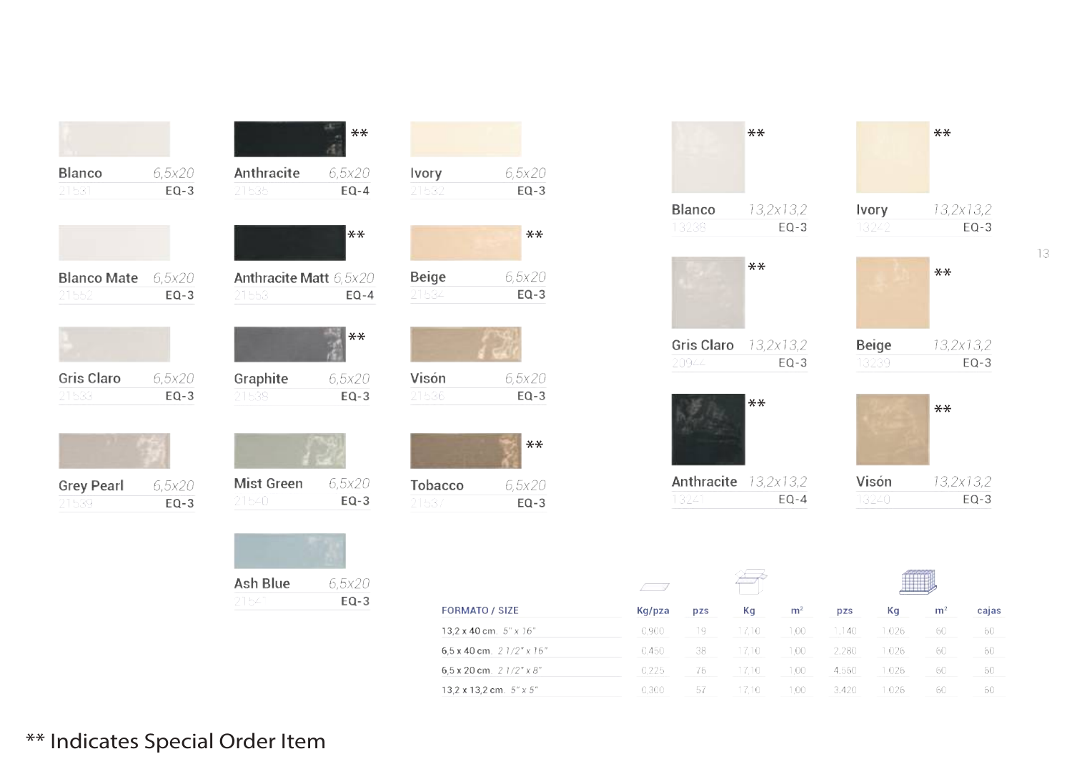Blanco 6,5x20
21531 EQ-3

Blanco Mate 6,5x20
21552 EQ-3

Gris Claro 6,5x20
21533 EQ-3

Grey Pearl 6,5x20
21539 EQ-3

Anthracite 6,5x20 **
21535 EQ-4

Anthracite Matt 6,5x20 **
21553 EQ-4

Graphite 6,5x20 **
21538 EQ-3

Mist Green 6,5x20
21540 EQ-3

Ash Blue 6,5x20
21541 EQ-3

Ivory 6,5x20
21532 EQ-3

Beige 6,5x20 **
21534 EQ-3

Visón 6,5x20
21536 EQ-3

Tobacco 6,5x20 **
21537 EQ-3

Blanco 13,2x13,2 **
13238 EQ-3

Gris Claro 13,2x13,2 **
20944 EQ-3

Anthracite 13,2x13,2 **
13241 EQ-4

Ivory 13,2x13,2 **
13242 EQ-3

Beige 13,2x13,2 **
13239 EQ-3

Visón 13,2x13,2 **
13240 EQ-3

| FORMATO / SIZE | Kg/pza | pzs | Kg | m² | pzs | Kg | m² | cajas |
|---|---|---|---|---|---|---|---|---|
| 13,2 x 40 cm. 5" x 16" | 0,900 | 19 | 17,10 | 1,00 | 1.140 | 1.026 | 60 | 60 |
| 6,5 x 40 cm. 2 1/2" x 16" | 0,450 | 38 | 17,10 | 1,00 | 2.280 | 1.026 | 60 | 60 |
| 6,5 x 20 cm. 2 1/2" x 8" | 0,225 | 76 | 17,10 | 1,00 | 4.560 | 1.026 | 60 | 60 |
| 13,2 x 13,2 cm. 5" x 5" | 0,300 | 57 | 17,10 | 1,00 | 3.420 | 1.026 | 60 | 60 |

** Indicates Special Order Item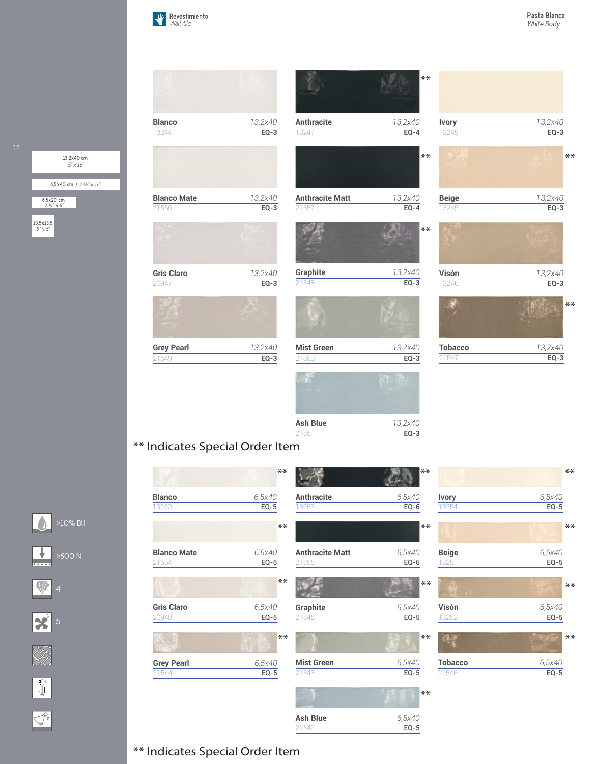Revestimiento
*Wall tile*

Pasta Blanca
*White Body*

13,2x40 cm.
*5" x 16"*

6,5x40 cm. / *2 ½" x 16"*

6,5x20 cm.
*2 ½" x 8"*

13,5x13,5
*5" x 5"*

| Name | Code | Size | EQ | Special Order |
|---|---|---|---|---|
| Blanco | 13244 | 13,2x40 | EQ-3 | |
| Anthracite | 13247 | 13,2x40 | EQ-4 | ** |
| Ivory | 13248 | 13,2x40 | EQ-3 | |
| Blanco Mate | 21556 | 13,2x40 | EQ-3 | |
| Anthracite Matt | 21557 | 13,2x40 | EQ-4 | ** |
| Beige | 13245 | 13,2x40 | EQ-3 | ** |
| Gris Claro | 20947 | 13,2x40 | EQ-3 | |
| Graphite | 21548 | 13,2x40 | EQ-3 | ** |
| Visón | 13246 | 13,2x40 | EQ-3 | |
| Grey Pearl | 21549 | 13,2x40 | EQ-3 | |
| Mist Green | 21550 | 13,2x40 | EQ-3 | |
| Tobacco | 21547 | 13,2x40 | EQ-3 | ** |
| Ash Blue | 21551 | 13,2x40 | EQ-3 | |

** Indicates Special Order Item

| Name | Code | Size | EQ | Special Order |
|---|---|---|---|---|
| Blanco | 13250 | 6,5x40 | EQ-5 | ** |
| Anthracite | 13253 | 6,5x40 | EQ-6 | ** |
| Ivory | 13254 | 6,5x40 | EQ-5 | ** |
| Blanco Mate | 21554 | 6,5x40 | EQ-5 | ** |
| Anthracite Matt | 21555 | 6,5x40 | EQ-6 | ** |
| Beige | 13251 | 6,5x40 | EQ-5 | ** |
| Gris Claro | 20948 | 6,5x40 | EQ-5 | ** |
| Graphite | 21545 | 6,5x40 | EQ-5 | ** |
| Visón | 13252 | 6,5x40 | EQ-5 | ** |
| Grey Pearl | 21544 | 6,5x40 | EQ-5 | ** |
| Mist Green | 21543 | 6,5x40 | EQ-5 | ** |
| Tobacco | 21546 | 6,5x40 | EQ-5 | ** |
| Ash Blue | 21542 | 6,5x40 | EQ-5 | ** |

** Indicates Special Order Item

>10% BIII

>600 N

4

5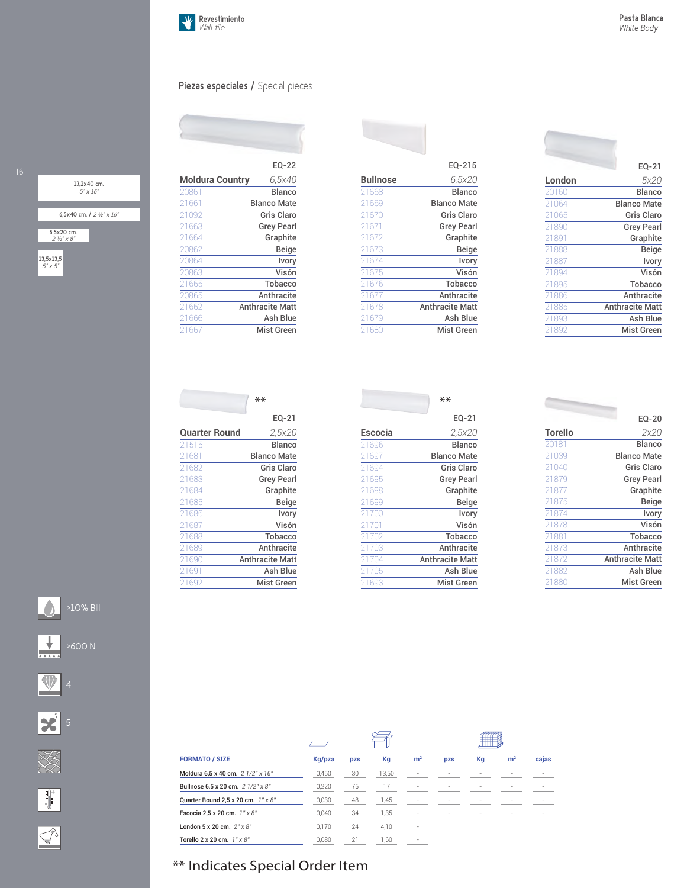Revestimiento
*Wall tile*

Pasta Blanca
*White Body*

13,2x40 cm. *5" x 16"*

6,5x40 cm. / *2 ½" x 16"*

6,5x20 cm. *2 ½" x 8"*

13,5x13,5 *5" x 5"*

## Piezas especiales / Special pieces

### EQ-22 — Moldura Country *6,5x40*

| | |
|---|---|
| 20861 | Blanco |
| 21661 | Blanco Mate |
| 21092 | Gris Claro |
| 21663 | Grey Pearl |
| 21664 | Graphite |
| 20862 | Beige |
| 20864 | Ivory |
| 20863 | Visón |
| 21665 | Tobacco |
| 20865 | Anthracite |
| 21662 | Anthracite Matt |
| 21666 | Ash Blue |
| 21667 | Mist Green |

### EQ-215 — Bullnose *6,5x20*

| | |
|---|---|
| 21668 | Blanco |
| 21669 | Blanco Mate |
| 21670 | Gris Claro |
| 21671 | Grey Pearl |
| 21672 | Graphite |
| 21673 | Beige |
| 21674 | Ivory |
| 21675 | Visón |
| 21676 | Tobacco |
| 21677 | Anthracite |
| 21678 | Anthracite Matt |
| 21679 | Ash Blue |
| 21680 | Mist Green |

### EQ-21 — London *5x20*

| | |
|---|---|
| 20160 | Blanco |
| 21064 | Blanco Mate |
| 21065 | Gris Claro |
| 21890 | Grey Pearl |
| 21891 | Graphite |
| 21888 | Beige |
| 21887 | Ivory |
| 21894 | Visón |
| 21895 | Tobacco |
| 21886 | Anthracite |
| 21885 | Anthracite Matt |
| 21893 | Ash Blue |
| 21892 | Mist Green |

### ** EQ-21 — Quarter Round *2,5x20*

| | |
|---|---|
| 21515 | Blanco |
| 21681 | Blanco Mate |
| 21682 | Gris Claro |
| 21683 | Grey Pearl |
| 21684 | Graphite |
| 21685 | Beige |
| 21686 | Ivory |
| 21687 | Visón |
| 21688 | Tobacco |
| 21689 | Anthracite |
| 21690 | Anthracite Matt |
| 21691 | Ash Blue |
| 21692 | Mist Green |

### ** EQ-21 — Escocia *2,5x20*

| | |
|---|---|
| 21696 | Blanco |
| 21697 | Blanco Mate |
| 21694 | Gris Claro |
| 21695 | Grey Pearl |
| 21698 | Graphite |
| 21699 | Beige |
| 21700 | Ivory |
| 21701 | Visón |
| 21702 | Tobacco |
| 21703 | Anthracite |
| 21704 | Anthracite Matt |
| 21705 | Ash Blue |
| 21693 | Mist Green |

### EQ-20 — Torello *2x20*

| | |
|---|---|
| 20181 | Blanco |
| 21039 | Blanco Mate |
| 21040 | Gris Claro |
| 21879 | Grey Pearl |
| 21877 | Graphite |
| 21875 | Beige |
| 21874 | Ivory |
| 21878 | Visón |
| 21881 | Tobacco |
| 21873 | Anthracite |
| 21872 | Anthracite Matt |
| 21882 | Ash Blue |
| 21880 | Mist Green |

>10% BIII

>600 N

4

5

| FORMATO / SIZE | Kg/pza | pzs | Kg | m² | pzs | Kg | m² | cajas |
|---|---|---|---|---|---|---|---|---|
| Moldura 6,5 x 40 cm. *2 1/2" x 16"* | 0,450 | 30 | 13,50 | - | - | - | - | - |
| Bullnose 6,5 x 20 cm. *2 1/2" x 8"* | 0,220 | 76 | 17 | - | - | - | - | - |
| Quarter Round 2,5 x 20 cm. *1" x 8"* | 0,030 | 48 | 1,45 | - | - | - | - | - |
| Escocia 2,5 x 20 cm. *1" x 8"* | 0,040 | 34 | 1,35 | - | - | - | - | - |
| London 5 x 20 cm. *2" x 8"* | 0,170 | 24 | 4,10 | - | | | | |
| Torello 2 x 20 cm. *1" x 8"* | 0,080 | 21 | 1,60 | - | | | | |

** Indicates Special Order Item